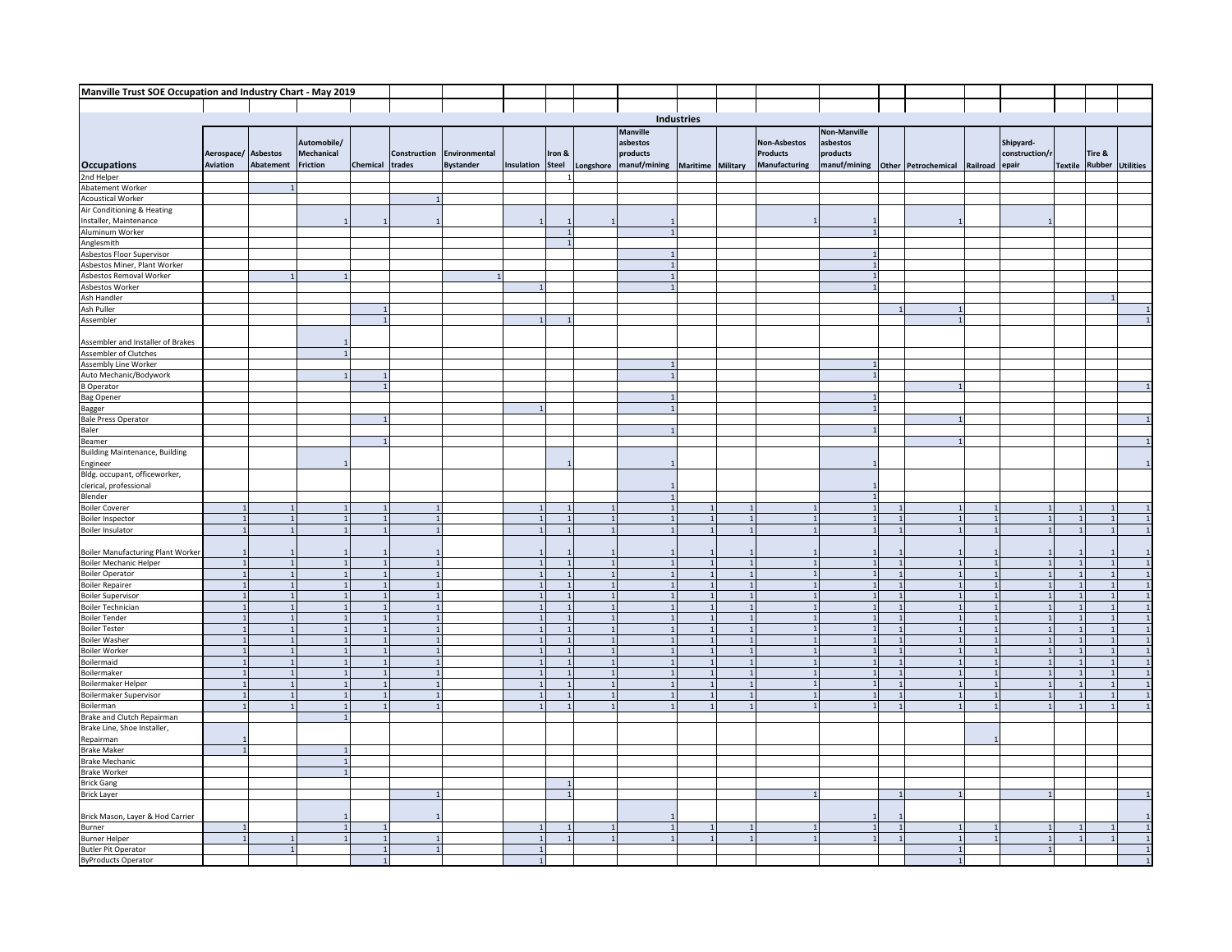## Manville Trust SOE Occupation and Industry Chart - May 2019

| Occupations | Industries | | | | | | | | | | | | | | | | | | | | |
|---|---|---|---|---|---|---|---|---|---|---|---|---|---|---|---|---|---|---|---|---|---|
| | Aerospace/ Aviation | Asbestos Abatement | Automobile/ Mechanical Friction | Chemical | Construction trades | Environmental Bystander | Insulation | Iron & Steel | Longshore | Manville asbestos products manuf/mining | Maritime | Military | Non-Asbestos Products Manufacturing | Non-Manville asbestos products manuf/mining | Other | Petrochemical | Railroad | Shipyard-construction/repair | Textile | Tire & Rubber | Utilities |
| 2nd Helper | | | | | | | | 1 | | | | | | | | | | | | | |
| Abatement Worker | | 1 | | | | | | | | | | | | | | | | | | | |
| Acoustical Worker | | | | | 1 | | | | | | | | | | | | | | | | |
| Air Conditioning & Heating Installer, Maintenance | | | 1 | 1 | 1 | | 1 | 1 | 1 | 1 | | | 1 | 1 | | 1 | | 1 | | | |
| Aluminum Worker | | | | | | | | 1 | | 1 | | | | 1 | | | | | | | |
| Anglesmith | | | | | | | | 1 | | | | | | | | | | | | | |
| Asbestos Floor Supervisor | | | | | | | | | | 1 | | | | 1 | | | | | | | |
| Asbestos Miner, Plant Worker | | | | | | | | | | 1 | | | | 1 | | | | | | | |
| Asbestos Removal Worker | | 1 | 1 | | | 1 | | | | 1 | | | | 1 | | | | | | | |
| Asbestos Worker | | | | | | | 1 | | | 1 | | | | 1 | | | | | | | |
| Ash Handler | | | | | | | | | | | | | | | | | | | | 1 | |
| Ash Puller | | | | 1 | | | | | | | | | | | 1 | 1 | | | | | 1 |
| Assembler | | | | 1 | | | 1 | 1 | | | | | | | | 1 | | | | | 1 |
| Assembler and Installer of Brakes | | | 1 | | | | | | | | | | | | | | | | | | |
| Assembler of Clutches | | | 1 | | | | | | | | | | | | | | | | | | |
| Assembly Line Worker | | | | | | | | | | 1 | | | | 1 | | | | | | | |
| Auto Mechanic/Bodywork | | | 1 | 1 | | | | | | 1 | | | | 1 | | | | | | | |
| B Operator | | | | 1 | | | | | | | | | | | | 1 | | | | | 1 |
| Bag Opener | | | | | | | | | | 1 | | | | 1 | | | | | | | |
| Bagger | | | | | | | 1 | | | 1 | | | | 1 | | | | | | | |
| Bale Press Operator | | | | 1 | | | | | | | | | | | | 1 | | | | | 1 |
| Baler | | | | | | | | | | 1 | | | | 1 | | | | | | | |
| Beamer | | | | 1 | | | | | | | | | | | | 1 | | | | | 1 |
| Building Maintenance, Building Engineer | | | 1 | | | | | 1 | | 1 | | | | 1 | | | | | | | 1 |
| Bldg. occupant, officeworker, clerical, professional | | | | | | | | | | 1 | | | | 1 | | | | | | | |
| Blender | | | | | | | | | | 1 | | | | 1 | | | | | | | |
| Boiler Coverer | 1 | 1 | 1 | 1 | 1 | | 1 | 1 | 1 | 1 | 1 | 1 | 1 | 1 | 1 | 1 | 1 | 1 | 1 | 1 | 1 |
| Boiler Inspector | 1 | 1 | 1 | 1 | 1 | | 1 | 1 | 1 | 1 | 1 | 1 | 1 | 1 | 1 | 1 | 1 | 1 | 1 | 1 | 1 |
| Boiler Insulator | 1 | 1 | 1 | 1 | 1 | | 1 | 1 | 1 | 1 | 1 | 1 | 1 | 1 | 1 | 1 | 1 | 1 | 1 | 1 | 1 |
| Boiler Manufacturing Plant Worker | 1 | 1 | 1 | 1 | 1 | | 1 | 1 | 1 | 1 | 1 | 1 | 1 | 1 | 1 | 1 | 1 | 1 | 1 | 1 | 1 |
| Boiler Mechanic Helper | 1 | 1 | 1 | 1 | 1 | | 1 | 1 | 1 | 1 | 1 | 1 | 1 | 1 | 1 | 1 | 1 | 1 | 1 | 1 | 1 |
| Boiler Operator | 1 | 1 | 1 | 1 | 1 | | 1 | 1 | 1 | 1 | 1 | 1 | 1 | 1 | 1 | 1 | 1 | 1 | 1 | 1 | 1 |
| Boiler Repairer | 1 | 1 | 1 | 1 | 1 | | 1 | 1 | 1 | 1 | 1 | 1 | 1 | 1 | 1 | 1 | 1 | 1 | 1 | 1 | 1 |
| Boiler Supervisor | 1 | 1 | 1 | 1 | 1 | | 1 | 1 | 1 | 1 | 1 | 1 | 1 | 1 | 1 | 1 | 1 | 1 | 1 | 1 | 1 |
| Boiler Technician | 1 | 1 | 1 | 1 | 1 | | 1 | 1 | 1 | 1 | 1 | 1 | 1 | 1 | 1 | 1 | 1 | 1 | 1 | 1 | 1 |
| Boiler Tender | 1 | 1 | 1 | 1 | 1 | | 1 | 1 | 1 | 1 | 1 | 1 | 1 | 1 | 1 | 1 | 1 | 1 | 1 | 1 | 1 |
| Boiler Tester | 1 | 1 | 1 | 1 | 1 | | 1 | 1 | 1 | 1 | 1 | 1 | 1 | 1 | 1 | 1 | 1 | 1 | 1 | 1 | 1 |
| Boiler Washer | 1 | 1 | 1 | 1 | 1 | | 1 | 1 | 1 | 1 | 1 | 1 | 1 | 1 | 1 | 1 | 1 | 1 | 1 | 1 | 1 |
| Boiler Worker | 1 | 1 | 1 | 1 | 1 | | 1 | 1 | 1 | 1 | 1 | 1 | 1 | 1 | 1 | 1 | 1 | 1 | 1 | 1 | 1 |
| Boilermaid | 1 | 1 | 1 | 1 | 1 | | 1 | 1 | 1 | 1 | 1 | 1 | 1 | 1 | 1 | 1 | 1 | 1 | 1 | 1 | 1 |
| Boilermaker | 1 | 1 | 1 | 1 | 1 | | 1 | 1 | 1 | 1 | 1 | 1 | 1 | 1 | 1 | 1 | 1 | 1 | 1 | 1 | 1 |
| Boilermaker Helper | 1 | 1 | 1 | 1 | 1 | | 1 | 1 | 1 | 1 | 1 | 1 | 1 | 1 | 1 | 1 | 1 | 1 | 1 | 1 | 1 |
| Boilermaker Supervisor | 1 | 1 | 1 | 1 | 1 | | 1 | 1 | 1 | 1 | 1 | 1 | 1 | 1 | 1 | 1 | 1 | 1 | 1 | 1 | 1 |
| Boilerman | 1 | 1 | 1 | 1 | 1 | | 1 | 1 | 1 | 1 | 1 | 1 | 1 | 1 | 1 | 1 | 1 | 1 | 1 | 1 | 1 |
| Brake and Clutch Repairman | | | 1 | | | | | | | | | | | | | | | | | | |
| Brake Line, Shoe Installer, Repairman | 1 | | | | | | | | | | | | | | | | 1 | | | | |
| Brake Maker | 1 | | 1 | | | | | | | | | | | | | | | | | | |
| Brake Mechanic | | | 1 | | | | | | | | | | | | | | | | | | |
| Brake Worker | | | 1 | | | | | | | | | | | | | | | | | | |
| Brick Gang | | | | | | | | 1 | | | | | | | | | | | | | |
| Brick Layer | | | | | 1 | | | 1 | | | | | 1 | | 1 | 1 | | 1 | | | 1 |
| Brick Mason, Layer & Hod Carrier | | | 1 | | 1 | | | | | 1 | | | | 1 | 1 | | | | | | 1 |
| Burner | 1 | | 1 | 1 | | | 1 | 1 | 1 | 1 | 1 | 1 | 1 | 1 | 1 | 1 | 1 | 1 | 1 | 1 | 1 |
| Burner Helper | 1 | 1 | 1 | 1 | 1 | | 1 | 1 | 1 | 1 | 1 | 1 | 1 | 1 | 1 | 1 | 1 | 1 | 1 | 1 | 1 |
| Butler Pit Operator | | 1 | | 1 | 1 | | 1 | | | | | | | | | 1 | | 1 | | | 1 |
| ByProducts Operator | | | | 1 | | | 1 | | | | | | | | | 1 | | | | | 1 |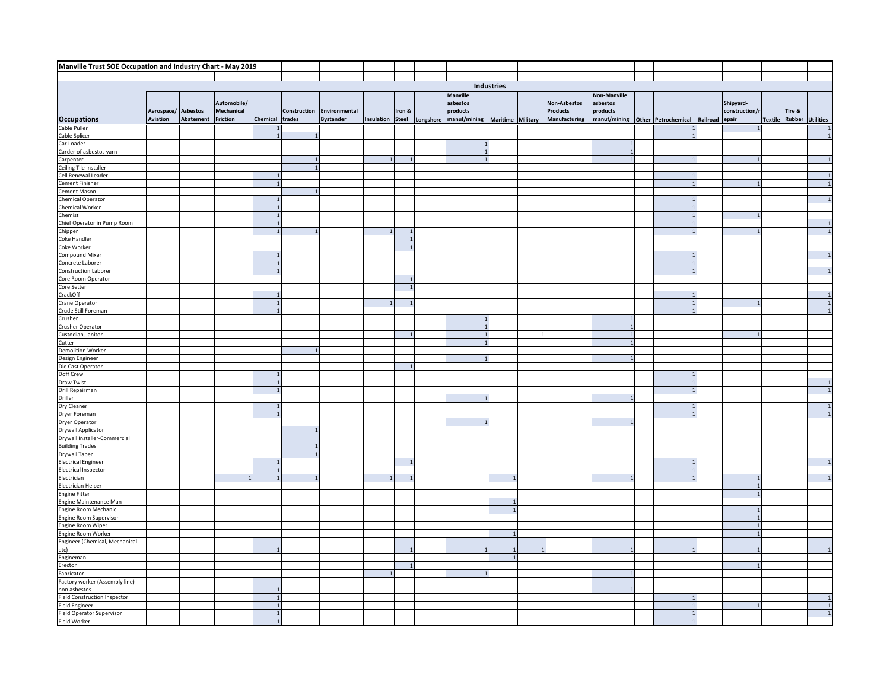## Manville Trust SOE Occupation and Industry Chart - May 2019

**Industries**

| Occupations | Aerospace/ Aviation | Asbestos Abatement | Automobile/ Mechanical Friction | Chemical | Construction trades | Environmental Bystander | Insulation | Iron & Steel | Longshore | Manville asbestos products manuf/mining | Maritime | Military | Non-Asbestos Products Manufacturing | Non-Manville asbestos products manuf/mining | Other | Petrochemical | Railroad | Shipyard-construction/repair | Textile | Tire & Rubber | Utilities |
|---|---|---|---|---|---|---|---|---|---|---|---|---|---|---|---|---|---|---|---|---|---|
| Cable Puller | | | | 1 | | | | | | | | | | | | 1 | | 1 | | | 1 |
| Cable Splicer | | | | 1 | 1 | | | | | | | | | | | 1 | | | | | 1 |
| Car Loader | | | | | | | | | | 1 | | | | 1 | | | | | | | |
| Carder of asbestos yarn | | | | | | | | | | 1 | | | | 1 | | | | | | | |
| Carpenter | | | | | 1 | | 1 | 1 | | 1 | | | | 1 | | 1 | | 1 | | | 1 |
| Ceiling Tile Installer | | | | | 1 | | | | | | | | | | | | | | | | |
| Cell Renewal Leader | | | | 1 | | | | | | | | | | | | 1 | | | | | 1 |
| Cement Finisher | | | | 1 | | | | | | | | | | | | 1 | | 1 | | | 1 |
| Cement Mason | | | | | 1 | | | | | | | | | | | | | | | | |
| Chemical Operator | | | | 1 | | | | | | | | | | | | 1 | | | | | 1 |
| Chemical Worker | | | | 1 | | | | | | | | | | | | 1 | | | | | |
| Chemist | | | | 1 | | | | | | | | | | | | 1 | | 1 | | | |
| Chief Operator in Pump Room | | | | 1 | | | | | | | | | | | | 1 | | | | | 1 |
| Chipper | | | | 1 | 1 | | 1 | 1 | | | | | | | | 1 | | 1 | | | 1 |
| Coke Handler | | | | | | | | 1 | | | | | | | | | | | | | |
| Coke Worker | | | | | | | | 1 | | | | | | | | | | | | | |
| Compound Mixer | | | | 1 | | | | | | | | | | | | 1 | | | | | 1 |
| Concrete Laborer | | | | 1 | | | | | | | | | | | | 1 | | | | | |
| Construction Laborer | | | | 1 | | | | | | | | | | | | 1 | | | | | 1 |
| Core Room Operator | | | | | | | | 1 | | | | | | | | | | | | | |
| Core Setter | | | | | | | | 1 | | | | | | | | | | | | | |
| CrackOff | | | | 1 | | | | | | | | | | | | 1 | | | | | 1 |
| Crane Operator | | | | 1 | | | 1 | 1 | | | | | | | | 1 | | 1 | | | 1 |
| Crude Still Foreman | | | | 1 | | | | | | | | | | | | 1 | | | | | 1 |
| Crusher | | | | | | | | | | 1 | | | | 1 | | | | | | | |
| Crusher Operator | | | | | | | | | | 1 | | | | 1 | | | | | | | |
| Custodian, janitor | | | | | | | | 1 | | 1 | | 1 | | 1 | | | | 1 | | | |
| Cutter | | | | | | | | | | 1 | | | | 1 | | | | | | | |
| Demolition Worker | | | | | 1 | | | | | | | | | | | | | | | | |
| Design Engineer | | | | | | | | | | 1 | | | | 1 | | | | | | | |
| Die Cast Operator | | | | | | | | 1 | | | | | | | | | | | | | |
| Doff Crew | | | | 1 | | | | | | | | | | | | 1 | | | | | |
| Draw Twist | | | | 1 | | | | | | | | | | | | 1 | | | | | 1 |
| Drill Repairman | | | | 1 | | | | | | | | | | | | 1 | | | | | 1 |
| Driller | | | | | | | | | | 1 | | | | 1 | | | | | | | |
| Dry Cleaner | | | | 1 | | | | | | | | | | | | 1 | | | | | 1 |
| Dryer Foreman | | | | 1 | | | | | | | | | | | | 1 | | | | | 1 |
| Dryer Operator | | | | | | | | | | 1 | | | | 1 | | | | | | | |
| Drywall Applicator | | | | | 1 | | | | | | | | | | | | | | | | |
| Drywall Installer-Commercial Building Trades | | | | | 1 | | | | | | | | | | | | | | | | |
| Drywall Taper | | | | | 1 | | | | | | | | | | | | | | | | |
| Electrical Engineer | | | | 1 | | | | 1 | | | | | | | | 1 | | | | | 1 |
| Electrical Inspector | | | | 1 | | | | | | | | | | | | 1 | | | | | |
| Electrician | | | 1 | 1 | 1 | | 1 | 1 | | | 1 | | | 1 | | 1 | | 1 | | | 1 |
| Electrician Helper | | | | | | | | | | | | | | | | | | 1 | | | |
| Engine Fitter | | | | | | | | | | | | | | | | | | 1 | | | |
| Engine Maintenance Man | | | | | | | | | | | 1 | | | | | | | | | | |
| Engine Room Mechanic | | | | | | | | | | | 1 | | | | | | | 1 | | | |
| Engine Room Supervisor | | | | | | | | | | | | | | | | | | 1 | | | |
| Engine Room Wiper | | | | | | | | | | | | | | | | | | 1 | | | |
| Engine Room Worker | | | | | | | | | | | 1 | | | | | | | 1 | | | |
| Engineer (Chemical, Mechanical etc) | | | | 1 | | | | 1 | | 1 | 1 | 1 | | 1 | | 1 | | 1 | | | 1 |
| Engineman | | | | | | | | | | | 1 | | | | | | | | | | |
| Erector | | | | | | | | 1 | | | | | | | | | | 1 | | | |
| Fabricator | | | | | | | 1 | | | 1 | | | | 1 | | | | | | | |
| Factory worker (Assembly line) non asbestos | | | | 1 | | | | | | | | | | 1 | | | | | | | |
| Field Construction Inspector | | | | 1 | | | | | | | | | | | | 1 | | | | | 1 |
| Field Engineer | | | | 1 | | | | | | | | | | | | 1 | | 1 | | | 1 |
| Field Operator Supervisor | | | | 1 | | | | | | | | | | | | 1 | | | | | 1 |
| Field Worker | | | | 1 | | | | | | | | | | | | 1 | | | | | |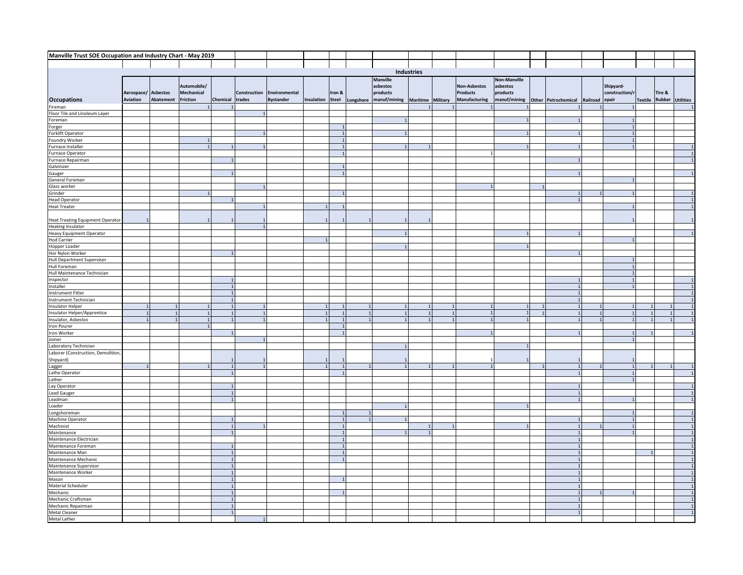## Manville Trust SOE Occupation and Industry Chart - May 2019

| Occupations | Aerospace/ Aviation | Asbestos Abatement | Automobile/ Mechanical Friction | Chemical | Construction trades | Environmental Bystander | Insulation | Iron & Steel | Longshore | Manville asbestos products manuf/mining | Maritime | Military | Non-Asbestos Products Manufacturing | Non-Manville asbestos products manuf/mining | Other | Petrochemical | Railroad | Shipyard-construction/repair | Textile | Tire & Rubber | Utilities |
|---|---|---|---|---|---|---|---|---|---|---|---|---|---|---|---|---|---|---|---|---|---|
| Fireman | | | 1 | 1 | | | | | | | 1 | 1 | 1 | 1 | | 1 | 1 | 1 | | | 1 |
| Floor Tile and Linoleum Layer | | | | | 1 | | | | | | | | | | | | | | | | |
| Foreman | | | | | | | | | | 1 | | | | 1 | | 1 | | 1 | | | |
| Forger | | | | | | | | 1 | | | | | | | | | | 1 | | | |
| Forklift Operator | | | | | 1 | | | 1 | | 1 | | | | 1 | | 1 | | 1 | | | |
| Foundry Worker | | | 1 | | | | | 1 | | | | | | | | | | 1 | | | |
| Furnace Installer | | | 1 | 1 | 1 | | | 1 | | 1 | 1 | | | 1 | | 1 | | 1 | | | 1 |
| Furnace Operator | | | | | | | | 1 | | | | | 1 | | | | | | | | 1 |
| Furnace Repairman | | | | 1 | | | | | | | | | | | | 1 | | | | | 1 |
| Galvinizer | | | | | | | | 1 | | | | | | | | | | | | | |
| Gauger | | | | 1 | | | | 1 | | | | | | | | 1 | | | | | 1 |
| General Foreman | | | | | | | | | | | | | | | | | | 1 | | | |
| Glass worker | | | | | 1 | | | | | | | | 1 | | 1 | | | | | | |
| Grinder | | | 1 | | | | | 1 | | | | | | | | 1 | 1 | 1 | | | 1 |
| Head Operator | | | | 1 | | | | | | | | | | | | 1 | | | | | 1 |
| Heat Treater | | | | | 1 | | 1 | 1 | | | | | | | | | | 1 | | | 1 |
| Heat Treating Equipment Operator | 1 | | 1 | 1 | 1 | | 1 | 1 | 1 | 1 | 1 | | | | | | | 1 | | | 1 |
| Heating Insulator | | | | | 1 | | | | | | | | | | | | | | | | |
| Heavy Equipment Operator | | | | | | | | | | 1 | | | | 1 | | 1 | | | | | 1 |
| Hod Carrier | | | | | | | 1 | | | | | | | | | | | 1 | | | |
| Hopper Loader | | | | | | | | | | 1 | | | | 1 | | | | | | | |
| Hor Nylon Worker | | | | 1 | | | | | | | | | | | | 1 | | | | | |
| Hull Department Supervisor | | | | | | | | | | | | | | | | | | 1 | | | |
| Hull Foreman | | | | | | | | | | | | | | | | | | 1 | | | |
| Hull Maintenance Technician | | | | | | | | | | | | | | | | | | 1 | | | |
| Inspector | | | | 1 | | | | | | | | | | | | 1 | | 1 | | | 1 |
| Installer | | | | 1 | | | | | | | | | | | | 1 | | 1 | | | 1 |
| Instrument Fitter | | | | 1 | | | | | | | | | | | | 1 | | | | | 1 |
| Instrument Technician | | | | 1 | | | | | | | | | | | | 1 | | | | | 1 |
| Insulator Helper | 1 | 1 | 1 | 1 | 1 | | 1 | 1 | 1 | 1 | 1 | 1 | 1 | 1 | 1 | 1 | 1 | 1 | 1 | 1 | 1 |
| Insulator Helper/Apprentice | 1 | 1 | 1 | 1 | 1 | | 1 | 1 | 1 | 1 | 1 | 1 | 1 | 1 | 1 | 1 | 1 | 1 | 1 | 1 | 1 |
| Insulator, Asbestos | 1 | 1 | 1 | 1 | 1 | | 1 | 1 | 1 | 1 | 1 | 1 | 1 | 1 | | 1 | 1 | 1 | 1 | 1 | 1 |
| Iron Pourer | | | 1 | | | | | 1 | | | | | | | | | | | | | |
| Iron Worker | | | | 1 | | | | 1 | | | | | 1 | | | 1 | | 1 | 1 | | 1 |
| Joiner | | | | | 1 | | | | | | | | | | | | | 1 | | | |
| Laboratory Technician | | | | | | | | | | 1 | | | | 1 | | | | | | | |
| Laborer (Construction, Demolition, Shipyard) | | | | 1 | 1 | | 1 | 1 | | 1 | | | 1 | 1 | | 1 | | 1 | | | |
| Lagger | 1 | | 1 | 1 | 1 | | 1 | 1 | 1 | 1 | 1 | 1 | 1 | | 1 | 1 | 1 | 1 | 1 | 1 | 1 |
| Lathe Operator | | | | 1 | | | | 1 | | | | | | | | 1 | | 1 | | | 1 |
| Lather | | | | | | | | | | | | | | | | | | 1 | | | |
| Lay Operator | | | | 1 | | | | | | | | | | | | 1 | | | | | 1 |
| Lead Gauger | | | | 1 | | | | | | | | | | | | 1 | | | | | 1 |
| Leadman | | | | 1 | | | | | | | | | | | | 1 | | 1 | | | 1 |
| Loader | | | | | | | | | | 1 | | | | 1 | | | | | | | |
| Longshoreman | | | | | | | | 1 | 1 | | | | | | | | | 1 | | | 1 |
| Machine Operator | | | | 1 | | | | 1 | 1 | 1 | | | | | | 1 | | 1 | | | 1 |
| Machinist | | | | 1 | 1 | | | 1 | | | 1 | 1 | | 1 | | 1 | 1 | 1 | | | 1 |
| Maintenance | | | | 1 | | | | 1 | | 1 | 1 | | | | | 1 | | 1 | | | 1 |
| Maintenance Electrician | | | | | | | | 1 | | | | | | | | 1 | | | | | 1 |
| Maintenance Foreman | | | | 1 | | | | 1 | | | | | | | | 1 | | | | | 1 |
| Maintenance Man | | | | 1 | | | | 1 | | | | | | | | 1 | | | 1 | | 1 |
| Maintenance Mechanic | | | | 1 | | | | 1 | | | | | | | | 1 | | | | | 1 |
| Maintenance Supervisor | | | | 1 | | | | | | | | | | | | 1 | | | | | 1 |
| Maintenance Worker | | | | 1 | | | | | | | | | | | | 1 | | | | | 1 |
| Mason | | | | 1 | | | | 1 | | | | | | | | 1 | | | | | 1 |
| Material Scheduler | | | | 1 | | | | | | | | | | | | 1 | | | | | 1 |
| Mechanic | | | | 1 | | | | 1 | | | | | | | | 1 | 1 | 1 | | | 1 |
| Mechanic Craftsman | | | | 1 | | | | | | | | | | | | 1 | | | | | 1 |
| Mechanic Repairman | | | | 1 | | | | | | | | | | | | 1 | | | | | 1 |
| Metal Cleaner | | | | 1 | | | | | | | | | | | | 1 | | | | | 1 |
| Metal Lather | | | | | 1 | | | | | | | | | | | | | | | | |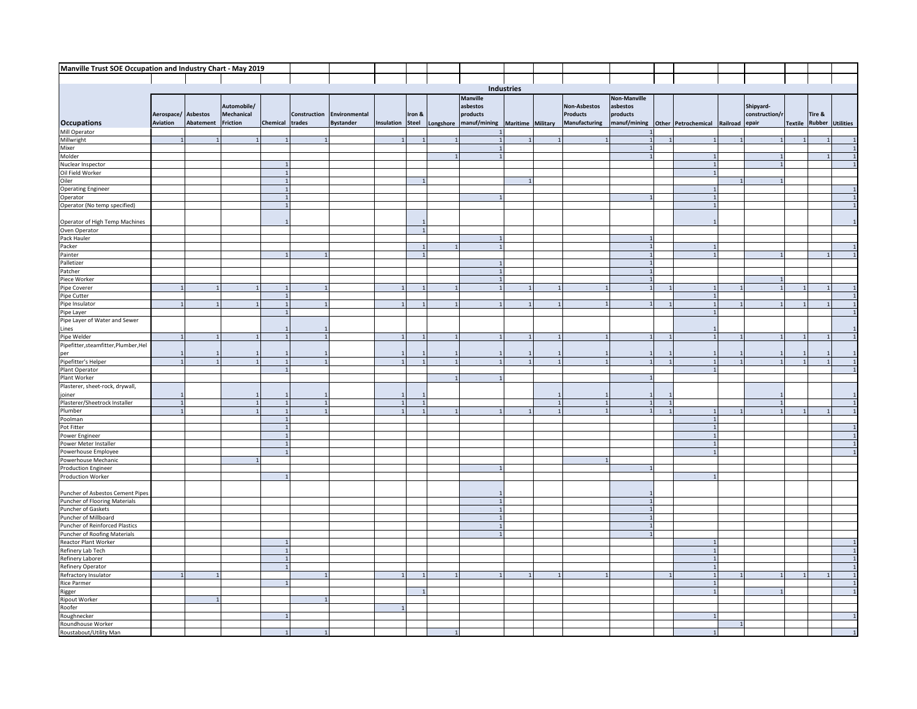# Manville Trust SOE Occupation and Industry Chart - May 2019

| | Industries | | | | | | | | | | | | | | | | | | | | |
|---|---|---|---|---|---|---|---|---|---|---|---|---|---|---|---|---|---|---|---|---|---|
| **Occupations** | **Aerospace/ Aviation** | **Asbestos Abatement** | **Automobile/ Mechanical Friction** | **Chemical** | **Construction trades** | **Environmental Bystander** | **Insulation** | **Iron & Steel** | **Longshore** | **Manville asbestos products manuf/mining** | **Maritime** | **Military** | **Non-Asbestos Products Manufacturing** | **Non-Manville asbestos products manuf/mining** | **Other** | **Petrochemical** | **Railroad** | **Shipyard-construction/repair** | **Textile** | **Tire & Rubber** | **Utilities** |
| Mill Operator | | | | | | | | | | 1 | | | | 1 | | | | | | | |
| Millwright | 1 | 1 | 1 | 1 | 1 | | 1 | 1 | 1 | 1 | 1 | 1 | 1 | 1 | 1 | 1 | 1 | 1 | 1 | 1 | 1 |
| Mixer | | | | | | | | | | 1 | | | | 1 | | | | | | | 1 |
| Molder | | | | | | | | | 1 | 1 | | | | 1 | | 1 | | 1 | | 1 | 1 |
| Nuclear Inspector | | | | 1 | | | | | | | | | | | | 1 | | 1 | | | 1 |
| Oil Field Worker | | | | 1 | | | | | | | | | | | | 1 | | | | | |
| Oiler | | | | 1 | | | | 1 | | | 1 | | | | | | 1 | 1 | | | |
| Operating Engineer | | | | 1 | | | | | | | | | | | | 1 | | | | | 1 |
| Operator | | | | 1 | | | | | | 1 | | | | 1 | | 1 | | | | | 1 |
| Operator (No temp specified) | | | | 1 | | | | | | | | | | | | 1 | | | | | 1 |
| Operator of High Temp Machines | | | | 1 | | | | 1 | | | | | | | | 1 | | | | | 1 |
| Oven Operator | | | | | | | | 1 | | | | | | | | | | | | | |
| Pack Hauler | | | | | | | | | | 1 | | | | 1 | | | | | | | |
| Packer | | | | | | | | 1 | 1 | 1 | | | | 1 | | 1 | | | | | 1 |
| Painter | | | | 1 | 1 | | | 1 | | | | | | 1 | | 1 | | 1 | | 1 | 1 |
| Palletizer | | | | | | | | | | 1 | | | | 1 | | | | | | | |
| Patcher | | | | | | | | | | 1 | | | | 1 | | | | | | | |
| Piece Worker | | | | | | | | | | 1 | | | | 1 | | | | 1 | | | |
| Pipe Coverer | 1 | 1 | 1 | 1 | 1 | | 1 | 1 | 1 | 1 | 1 | 1 | 1 | 1 | 1 | 1 | 1 | 1 | 1 | 1 | 1 |
| Pipe Cutter | | | | 1 | | | | | | | | | | | | 1 | | | | | 1 |
| Pipe Insulator | 1 | 1 | 1 | 1 | 1 | | 1 | 1 | 1 | 1 | 1 | 1 | 1 | 1 | 1 | 1 | 1 | 1 | 1 | 1 | 1 |
| Pipe Layer | | | | 1 | | | | | | | | | | | | 1 | | | | | 1 |
| Pipe Layer of Water and Sewer Lines | | | | 1 | 1 | | | | | | | | | | | 1 | | | | | 1 |
| Pipe Welder | 1 | 1 | 1 | 1 | 1 | | 1 | 1 | 1 | 1 | 1 | 1 | 1 | 1 | 1 | 1 | 1 | 1 | 1 | 1 | 1 |
| Pipefitter,steamfitter,Plumber,Helper | 1 | 1 | 1 | 1 | 1 | | 1 | 1 | 1 | 1 | 1 | 1 | 1 | 1 | 1 | 1 | 1 | 1 | 1 | 1 | 1 |
| Pipefitter's Helper | 1 | 1 | 1 | 1 | 1 | | 1 | 1 | 1 | 1 | 1 | 1 | 1 | 1 | 1 | 1 | 1 | 1 | 1 | 1 | 1 |
| Plant Operator | | | | 1 | | | | | | | | | | | | 1 | | | | | 1 |
| Plant Worker | | | | | | | | | 1 | 1 | | | | 1 | | | | | | | |
| Plasterer, sheet-rock, drywall, joiner | 1 | | 1 | 1 | 1 | | 1 | 1 | | | | 1 | 1 | 1 | 1 | | | 1 | | | 1 |
| Plasterer/Sheetrock Installer | 1 | | 1 | 1 | 1 | | 1 | 1 | | | | 1 | 1 | 1 | 1 | | | 1 | | | 1 |
| Plumber | 1 | | 1 | 1 | 1 | | 1 | 1 | 1 | 1 | 1 | 1 | 1 | 1 | 1 | 1 | 1 | 1 | 1 | 1 | 1 |
| Poolman | | | | 1 | | | | | | | | | | | | 1 | | | | | |
| Pot Fitter | | | | 1 | | | | | | | | | | | | 1 | | | | | 1 |
| Power Engineer | | | | 1 | | | | | | | | | | | | 1 | | | | | 1 |
| Power Meter Installer | | | | 1 | | | | | | | | | | | | 1 | | | | | 1 |
| Powerhouse Employee | | | | 1 | | | | | | | | | | | | 1 | | | | | 1 |
| Powerhouse Mechanic | | | 1 | | | | | | | | | | 1 | | | | | | | | |
| Production Engineer | | | | | | | | | | 1 | | | | 1 | | | | | | | |
| Production Worker | | | | 1 | | | | | | | | | | | | 1 | | | | | |
| Puncher of Asbestos Cement Pipes | | | | | | | | | | 1 | | | | 1 | | | | | | | |
| Puncher of Flooring Materials | | | | | | | | | | 1 | | | | 1 | | | | | | | |
| Puncher of Gaskets | | | | | | | | | | 1 | | | | 1 | | | | | | | |
| Puncher of Millboard | | | | | | | | | | 1 | | | | 1 | | | | | | | |
| Puncher of Reinforced Plastics | | | | | | | | | | 1 | | | | 1 | | | | | | | |
| Puncher of Roofing Materials | | | | | | | | | | 1 | | | | 1 | | | | | | | |
| Reactor Plant Worker | | | | 1 | | | | | | | | | | | | 1 | | | | | 1 |
| Refinery Lab Tech | | | | 1 | | | | | | | | | | | | 1 | | | | | 1 |
| Refinery Laborer | | | | 1 | | | | | | | | | | | | 1 | | | | | 1 |
| Refinery Operator | | | | 1 | | | | | | | | | | | | 1 | | | | | 1 |
| Refractory Insulator | 1 | 1 | | | 1 | | 1 | 1 | 1 | 1 | 1 | 1 | 1 | | 1 | 1 | 1 | 1 | 1 | 1 | 1 |
| Rice Parmer | | | | 1 | | | | | | | | | | | | 1 | | | | | 1 |
| Rigger | | | | | | | | 1 | | | | | | | | 1 | | 1 | | | 1 |
| Ripout Worker | | 1 | | | 1 | | | | | | | | | | | | | | | | |
| Roofer | | | | | | | 1 | | | | | | | | | | | | | | |
| Roughnecker | | | | 1 | | | | | | | | | | | | 1 | | | | | 1 |
| Roundhouse Worker | | | | | | | | | | | | | | | | | 1 | | | | |
| Roustabout/Utility Man | | | | 1 | 1 | | | | 1 | | | | | | | 1 | | | | | 1 |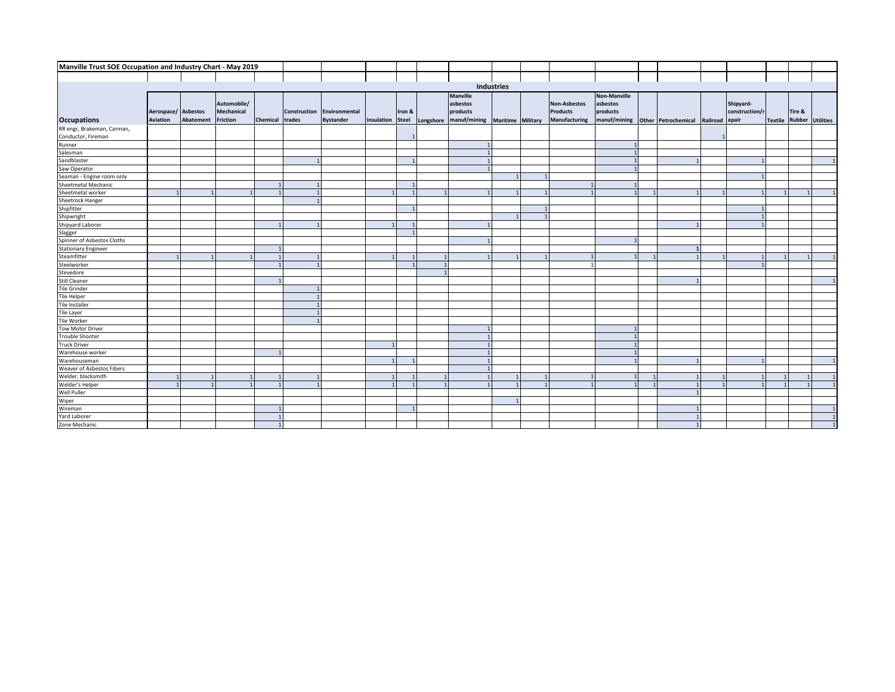**Manville Trust SOE Occupation and Industry Chart - May 2019**

| | Industries | | | | | | | | | | | | | | | | | | | | |
|---|---|---|---|---|---|---|---|---|---|---|---|---|---|---|---|---|---|---|---|---|---|
| **Occupations** | **Aerospace/ Aviation** | **Asbestos Abatement** | **Automobile/ Mechanical Friction** | **Chemical** | **Construction trades** | **Environmental Bystander** | **Insulation** | **Iron & Steel** | **Longshore** | **Manville asbestos products manuf/mining** | **Maritime** | **Military** | **Non-Asbestos Products Manufacturing** | **Non-Manville asbestos products manuf/mining** | **Other** | **Petrochemical** | **Railroad** | **Shipyard-construction/repair** | **Textile** | **Tire & Rubber** | **Utilities** |
| RR engr, Brakeman, Carman, Conductor, Fireman | | | | | | | | 1 | | | | | | | | | 1 | | | | |
| Runner | | | | | | | | | | 1 | | | | 1 | | | | | | | |
| Salesman | | | | | | | | | | 1 | | | | 1 | | | | | | | |
| Sandblaster | | | | | 1 | | | 1 | | 1 | | | | 1 | | 1 | | 1 | | | 1 |
| Saw Operator | | | | | | | | | | 1 | | | | 1 | | | | | | | |
| Seaman - Engine room only | | | | | | | | | | | 1 | 1 | | | | | | 1 | | | |
| Sheetmetal Mechanic | | | | 1 | 1 | | | 1 | | | | | 1 | 1 | | | | | | | |
| Sheetmetal worker | 1 | 1 | 1 | 1 | 1 | | 1 | 1 | 1 | 1 | 1 | 1 | 1 | 1 | 1 | 1 | 1 | 1 | 1 | 1 | 1 |
| Sheetrock Hanger | | | | | 1 | | | | | | | | | | | | | | | | |
| Shipfitter | | | | | | | | 1 | | | | 1 | | | | | | 1 | | | |
| Shipwright | | | | | | | | | | | 1 | 1 | | | | | | 1 | | | |
| Shipyard Laborer | | | | 1 | 1 | | 1 | 1 | | 1 | | | | | | 1 | | 1 | | | |
| Slagger | | | | | | | | 1 | | | | | | | | | | | | | |
| Spinner of Asbestos Cloths | | | | | | | | | | 1 | | | | 1 | | | | | | | |
| Stationary Engineer | | | | 1 | | | | | | | | | | | | 1 | | | | | |
| Steamfitter | 1 | 1 | 1 | 1 | 1 | | 1 | 1 | 1 | 1 | 1 | 1 | 1 | 1 | 1 | 1 | 1 | 1 | 1 | 1 | 1 |
| Steelworker | | | | 1 | 1 | | | 1 | 1 | | | | 1 | | | | | 1 | | | |
| Stevedore | | | | | | | | | 1 | | | | | | | | | | | | |
| Still Cleaner | | | | 1 | | | | | | | | | | | | 1 | | | | | 1 |
| Tile Grinder | | | | | 1 | | | | | | | | | | | | | | | | |
| Tile Helper | | | | | 1 | | | | | | | | | | | | | | | | |
| Tile Installer | | | | | 1 | | | | | | | | | | | | | | | | |
| Tile Layer | | | | | 1 | | | | | | | | | | | | | | | | |
| Tile Worker | | | | | 1 | | | | | | | | | | | | | | | | |
| Tow Motor Driver | | | | | | | | | | 1 | | | | 1 | | | | | | | |
| Trouble Shooter | | | | | | | | | | 1 | | | | 1 | | | | | | | |
| Truck Driver | | | | | | | 1 | | | 1 | | | | 1 | | | | | | | |
| Warehouse worker | | | | 1 | | | | | | 1 | | | | 1 | | | | | | | |
| Warehouseman | | | | | | | 1 | 1 | | 1 | | | | 1 | | 1 | | 1 | | | 1 |
| Weaver of Asbestos Fibers | | | | | | | | | | 1 | | | | | | | | | | | |
| Welder, blacksmith | 1 | 1 | 1 | 1 | 1 | | 1 | 1 | 1 | 1 | 1 | 1 | 1 | 1 | 1 | 1 | 1 | 1 | 1 | 1 | 1 |
| Welder's Helper | 1 | 1 | 1 | 1 | 1 | | 1 | 1 | 1 | 1 | 1 | 1 | 1 | 1 | 1 | 1 | 1 | 1 | 1 | 1 | 1 |
| Well Puller | | | | | | | | | | | | | | | | 1 | | | | | |
| Wiper | | | | | | | | | | | 1 | | | | | | | | | | |
| Wireman | | | | 1 | | | | 1 | | | | | | | | 1 | | | | | 1 |
| Yard Laborer | | | | 1 | | | | | | | | | | | | 1 | | | | | 1 |
| Zone Mechanic | | | | 1 | | | | | | | | | | | | 1 | | | | | 1 |